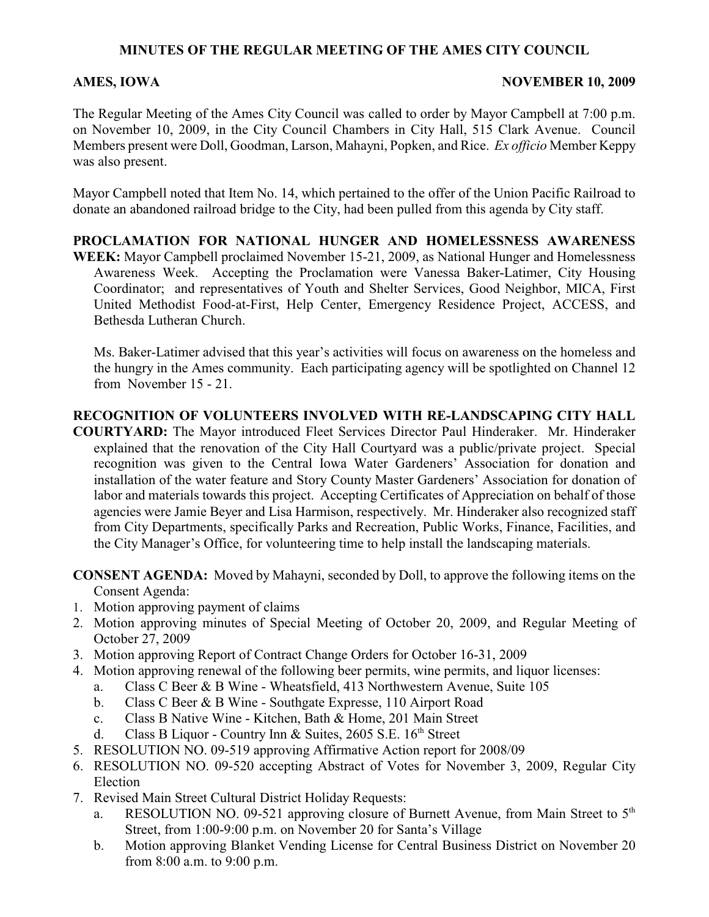# MINUTES OF THE REGULAR MEETING OF THE AMES CITY COUNCIL

**AMES, IOWA** **NOVEMBER 10, 2009**

The Regular Meeting of the Ames City Council was called to order by Mayor Campbell at 7:00 p.m. on November 10, 2009, in the City Council Chambers in City Hall, 515 Clark Avenue. Council Members present were Doll, Goodman, Larson, Mahayni, Popken, and Rice. *Ex officio* Member Keppy was also present.

Mayor Campbell noted that Item No. 14, which pertained to the offer of the Union Pacific Railroad to donate an abandoned railroad bridge to the City, had been pulled from this agenda by City staff.

**PROCLAMATION FOR NATIONAL HUNGER AND HOMELESSNESS AWARENESS WEEK:** Mayor Campbell proclaimed November 15-21, 2009, as National Hunger and Homelessness Awareness Week. Accepting the Proclamation were Vanessa Baker-Latimer, City Housing Coordinator; and representatives of Youth and Shelter Services, Good Neighbor, MICA, First United Methodist Food-at-First, Help Center, Emergency Residence Project, ACCESS, and Bethesda Lutheran Church.

Ms. Baker-Latimer advised that this year's activities will focus on awareness on the homeless and the hungry in the Ames community. Each participating agency will be spotlighted on Channel 12 from November 15 - 21.

**RECOGNITION OF VOLUNTEERS INVOLVED WITH RE-LANDSCAPING CITY HALL COURTYARD:** The Mayor introduced Fleet Services Director Paul Hinderaker. Mr. Hinderaker explained that the renovation of the City Hall Courtyard was a public/private project. Special recognition was given to the Central Iowa Water Gardeners' Association for donation and installation of the water feature and Story County Master Gardeners' Association for donation of labor and materials towards this project. Accepting Certificates of Appreciation on behalf of those agencies were Jamie Beyer and Lisa Harmison, respectively. Mr. Hinderaker also recognized staff from City Departments, specifically Parks and Recreation, Public Works, Finance, Facilities, and the City Manager's Office, for volunteering time to help install the landscaping materials.

**CONSENT AGENDA:** Moved by Mahayni, seconded by Doll, to approve the following items on the Consent Agenda:

1. Motion approving payment of claims
2. Motion approving minutes of Special Meeting of October 20, 2009, and Regular Meeting of October 27, 2009
3. Motion approving Report of Contract Change Orders for October 16-31, 2009
4. Motion approving renewal of the following beer permits, wine permits, and liquor licenses:
   a. Class C Beer & B Wine - Wheatsfield, 413 Northwestern Avenue, Suite 105
   b. Class C Beer & B Wine - Southgate Expresse, 110 Airport Road
   c. Class B Native Wine - Kitchen, Bath & Home, 201 Main Street
   d. Class B Liquor - Country Inn & Suites, 2605 S.E. 16th Street
5. RESOLUTION NO. 09-519 approving Affirmative Action report for 2008/09
6. RESOLUTION NO. 09-520 accepting Abstract of Votes for November 3, 2009, Regular City Election
7. Revised Main Street Cultural District Holiday Requests:
   a. RESOLUTION NO. 09-521 approving closure of Burnett Avenue, from Main Street to 5th Street, from 1:00-9:00 p.m. on November 20 for Santa's Village
   b. Motion approving Blanket Vending License for Central Business District on November 20 from 8:00 a.m. to 9:00 p.m.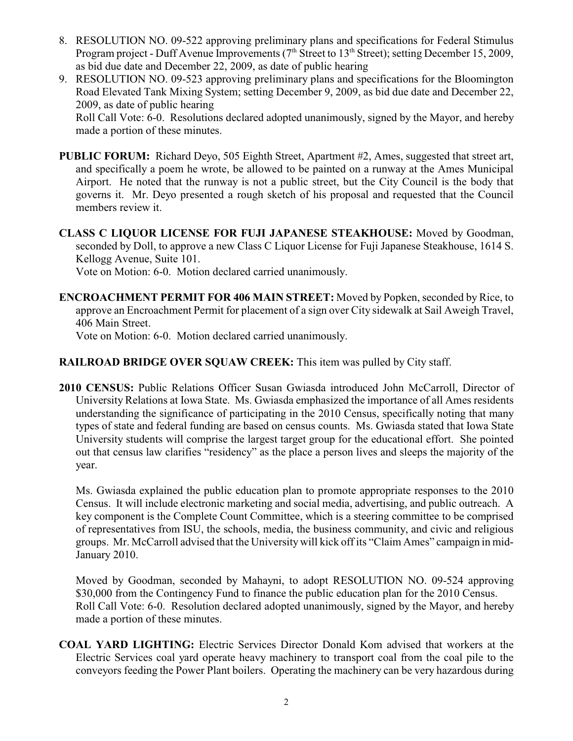8. RESOLUTION NO. 09-522 approving preliminary plans and specifications for Federal Stimulus Program project - Duff Avenue Improvements (7th Street to 13th Street); setting December 15, 2009, as bid due date and December 22, 2009, as date of public hearing
9. RESOLUTION NO. 09-523 approving preliminary plans and specifications for the Bloomington Road Elevated Tank Mixing System; setting December 9, 2009, as bid due date and December 22, 2009, as date of public hearing

   Roll Call Vote: 6-0. Resolutions declared adopted unanimously, signed by the Mayor, and hereby made a portion of these minutes.

**PUBLIC FORUM:** Richard Deyo, 505 Eighth Street, Apartment #2, Ames, suggested that street art, and specifically a poem he wrote, be allowed to be painted on a runway at the Ames Municipal Airport. He noted that the runway is not a public street, but the City Council is the body that governs it. Mr. Deyo presented a rough sketch of his proposal and requested that the Council members review it.

**CLASS C LIQUOR LICENSE FOR FUJI JAPANESE STEAKHOUSE:** Moved by Goodman, seconded by Doll, to approve a new Class C Liquor License for Fuji Japanese Steakhouse, 1614 S. Kellogg Avenue, Suite 101.

Vote on Motion: 6-0. Motion declared carried unanimously.

**ENCROACHMENT PERMIT FOR 406 MAIN STREET:** Moved by Popken, seconded by Rice, to approve an Encroachment Permit for placement of a sign over City sidewalk at Sail Aweigh Travel, 406 Main Street.

Vote on Motion: 6-0. Motion declared carried unanimously.

**RAILROAD BRIDGE OVER SQUAW CREEK:** This item was pulled by City staff.

**2010 CENSUS:** Public Relations Officer Susan Gwiasda introduced John McCarroll, Director of University Relations at Iowa State. Ms. Gwiasda emphasized the importance of all Ames residents understanding the significance of participating in the 2010 Census, specifically noting that many types of state and federal funding are based on census counts. Ms. Gwiasda stated that Iowa State University students will comprise the largest target group for the educational effort. She pointed out that census law clarifies "residency" as the place a person lives and sleeps the majority of the year.

Ms. Gwiasda explained the public education plan to promote appropriate responses to the 2010 Census. It will include electronic marketing and social media, advertising, and public outreach. A key component is the Complete Count Committee, which is a steering committee to be comprised of representatives from ISU, the schools, media, the business community, and civic and religious groups. Mr. McCarroll advised that the University will kick off its "Claim Ames" campaign in mid-January 2010.

Moved by Goodman, seconded by Mahayni, to adopt RESOLUTION NO. 09-524 approving $30,000 from the Contingency Fund to finance the public education plan for the 2010 Census.

Roll Call Vote: 6-0. Resolution declared adopted unanimously, signed by the Mayor, and hereby made a portion of these minutes.

**COAL YARD LIGHTING:** Electric Services Director Donald Kom advised that workers at the Electric Services coal yard operate heavy machinery to transport coal from the coal pile to the conveyors feeding the Power Plant boilers. Operating the machinery can be very hazardous during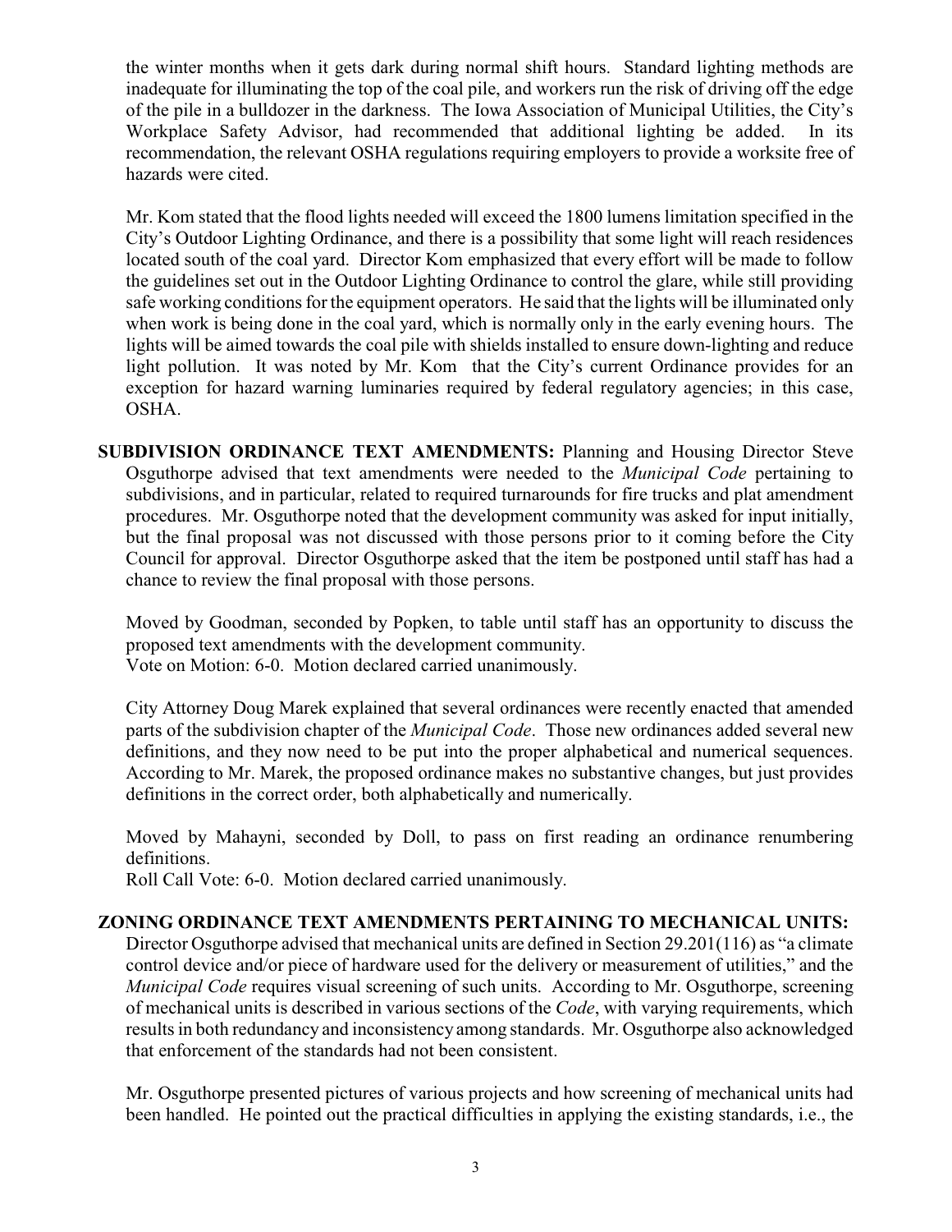the winter months when it gets dark during normal shift hours. Standard lighting methods are inadequate for illuminating the top of the coal pile, and workers run the risk of driving off the edge of the pile in a bulldozer in the darkness. The Iowa Association of Municipal Utilities, the City's Workplace Safety Advisor, had recommended that additional lighting be added. In its recommendation, the relevant OSHA regulations requiring employers to provide a worksite free of hazards were cited.

Mr. Kom stated that the flood lights needed will exceed the 1800 lumens limitation specified in the City's Outdoor Lighting Ordinance, and there is a possibility that some light will reach residences located south of the coal yard. Director Kom emphasized that every effort will be made to follow the guidelines set out in the Outdoor Lighting Ordinance to control the glare, while still providing safe working conditions for the equipment operators. He said that the lights will be illuminated only when work is being done in the coal yard, which is normally only in the early evening hours. The lights will be aimed towards the coal pile with shields installed to ensure down-lighting and reduce light pollution. It was noted by Mr. Kom that the City's current Ordinance provides for an exception for hazard warning luminaries required by federal regulatory agencies; in this case, OSHA.

**SUBDIVISION ORDINANCE TEXT AMENDMENTS:** Planning and Housing Director Steve Osguthorpe advised that text amendments were needed to the *Municipal Code* pertaining to subdivisions, and in particular, related to required turnarounds for fire trucks and plat amendment procedures. Mr. Osguthorpe noted that the development community was asked for input initially, but the final proposal was not discussed with those persons prior to it coming before the City Council for approval. Director Osguthorpe asked that the item be postponed until staff has had a chance to review the final proposal with those persons.

Moved by Goodman, seconded by Popken, to table until staff has an opportunity to discuss the proposed text amendments with the development community.
Vote on Motion: 6-0. Motion declared carried unanimously.

City Attorney Doug Marek explained that several ordinances were recently enacted that amended parts of the subdivision chapter of the *Municipal Code*. Those new ordinances added several new definitions, and they now need to be put into the proper alphabetical and numerical sequences. According to Mr. Marek, the proposed ordinance makes no substantive changes, but just provides definitions in the correct order, both alphabetically and numerically.

Moved by Mahayni, seconded by Doll, to pass on first reading an ordinance renumbering definitions.
Roll Call Vote: 6-0. Motion declared carried unanimously.

**ZONING ORDINANCE TEXT AMENDMENTS PERTAINING TO MECHANICAL UNITS:** Director Osguthorpe advised that mechanical units are defined in Section 29.201(116) as "a climate control device and/or piece of hardware used for the delivery or measurement of utilities," and the *Municipal Code* requires visual screening of such units. According to Mr. Osguthorpe, screening of mechanical units is described in various sections of the *Code*, with varying requirements, which results in both redundancy and inconsistency among standards. Mr. Osguthorpe also acknowledged that enforcement of the standards had not been consistent.

Mr. Osguthorpe presented pictures of various projects and how screening of mechanical units had been handled. He pointed out the practical difficulties in applying the existing standards, i.e., the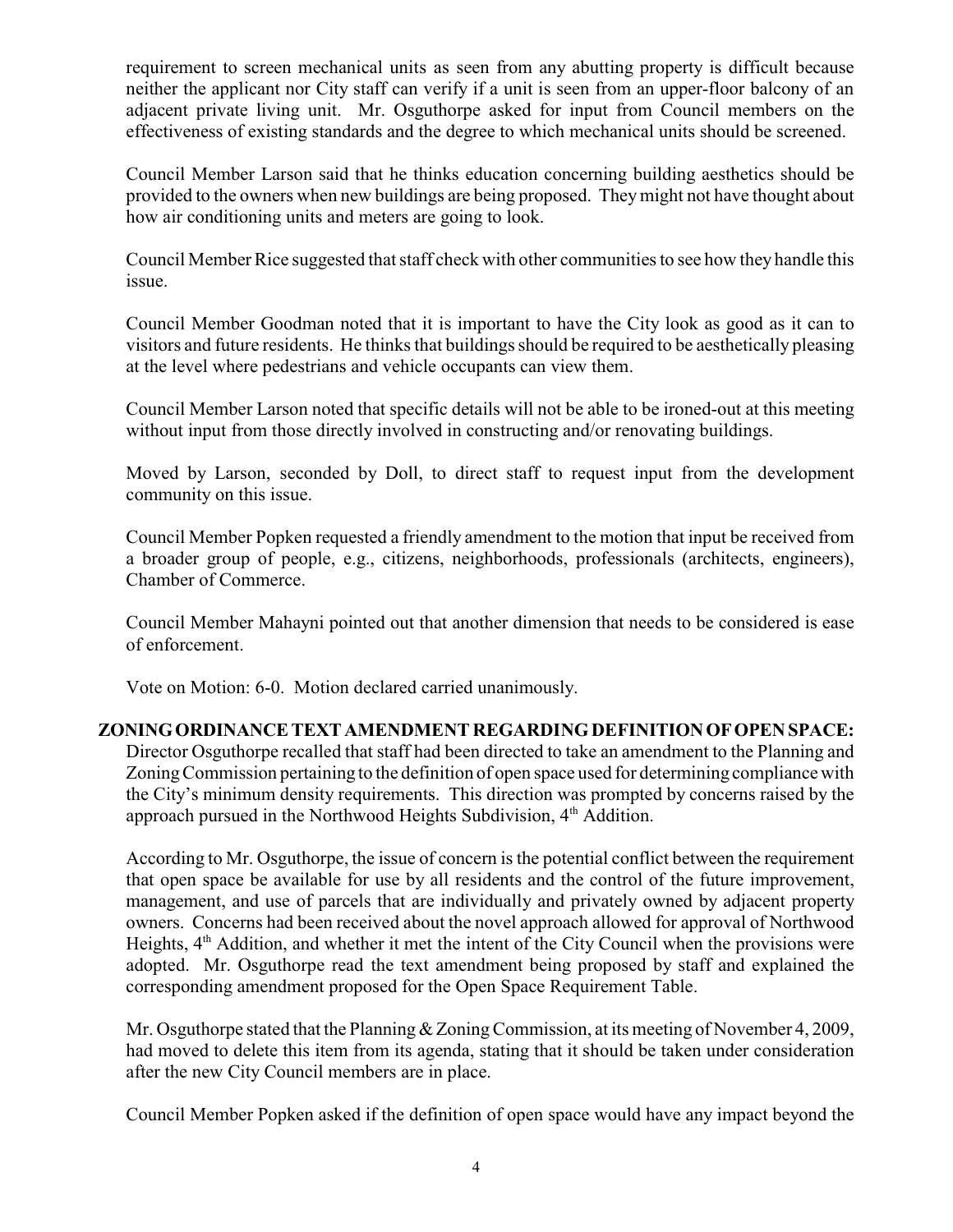requirement to screen mechanical units as seen from any abutting property is difficult because neither the applicant nor City staff can verify if a unit is seen from an upper-floor balcony of an adjacent private living unit. Mr. Osguthorpe asked for input from Council members on the effectiveness of existing standards and the degree to which mechanical units should be screened.

Council Member Larson said that he thinks education concerning building aesthetics should be provided to the owners when new buildings are being proposed. They might not have thought about how air conditioning units and meters are going to look.

Council Member Rice suggested that staff check with other communities to see how they handle this issue.

Council Member Goodman noted that it is important to have the City look as good as it can to visitors and future residents. He thinks that buildings should be required to be aesthetically pleasing at the level where pedestrians and vehicle occupants can view them.

Council Member Larson noted that specific details will not be able to be ironed-out at this meeting without input from those directly involved in constructing and/or renovating buildings.

Moved by Larson, seconded by Doll, to direct staff to request input from the development community on this issue.

Council Member Popken requested a friendly amendment to the motion that input be received from a broader group of people, e.g., citizens, neighborhoods, professionals (architects, engineers), Chamber of Commerce.

Council Member Mahayni pointed out that another dimension that needs to be considered is ease of enforcement.

Vote on Motion: 6-0. Motion declared carried unanimously.

**ZONING ORDINANCE TEXT AMENDMENT REGARDING DEFINITION OF OPEN SPACE:** Director Osguthorpe recalled that staff had been directed to take an amendment to the Planning and Zoning Commission pertaining to the definition of open space used for determining compliance with the City's minimum density requirements. This direction was prompted by concerns raised by the approach pursued in the Northwood Heights Subdivision, 4th Addition.

According to Mr. Osguthorpe, the issue of concern is the potential conflict between the requirement that open space be available for use by all residents and the control of the future improvement, management, and use of parcels that are individually and privately owned by adjacent property owners. Concerns had been received about the novel approach allowed for approval of Northwood Heights, 4th Addition, and whether it met the intent of the City Council when the provisions were adopted. Mr. Osguthorpe read the text amendment being proposed by staff and explained the corresponding amendment proposed for the Open Space Requirement Table.

Mr. Osguthorpe stated that the Planning & Zoning Commission, at its meeting of November 4, 2009, had moved to delete this item from its agenda, stating that it should be taken under consideration after the new City Council members are in place.

Council Member Popken asked if the definition of open space would have any impact beyond the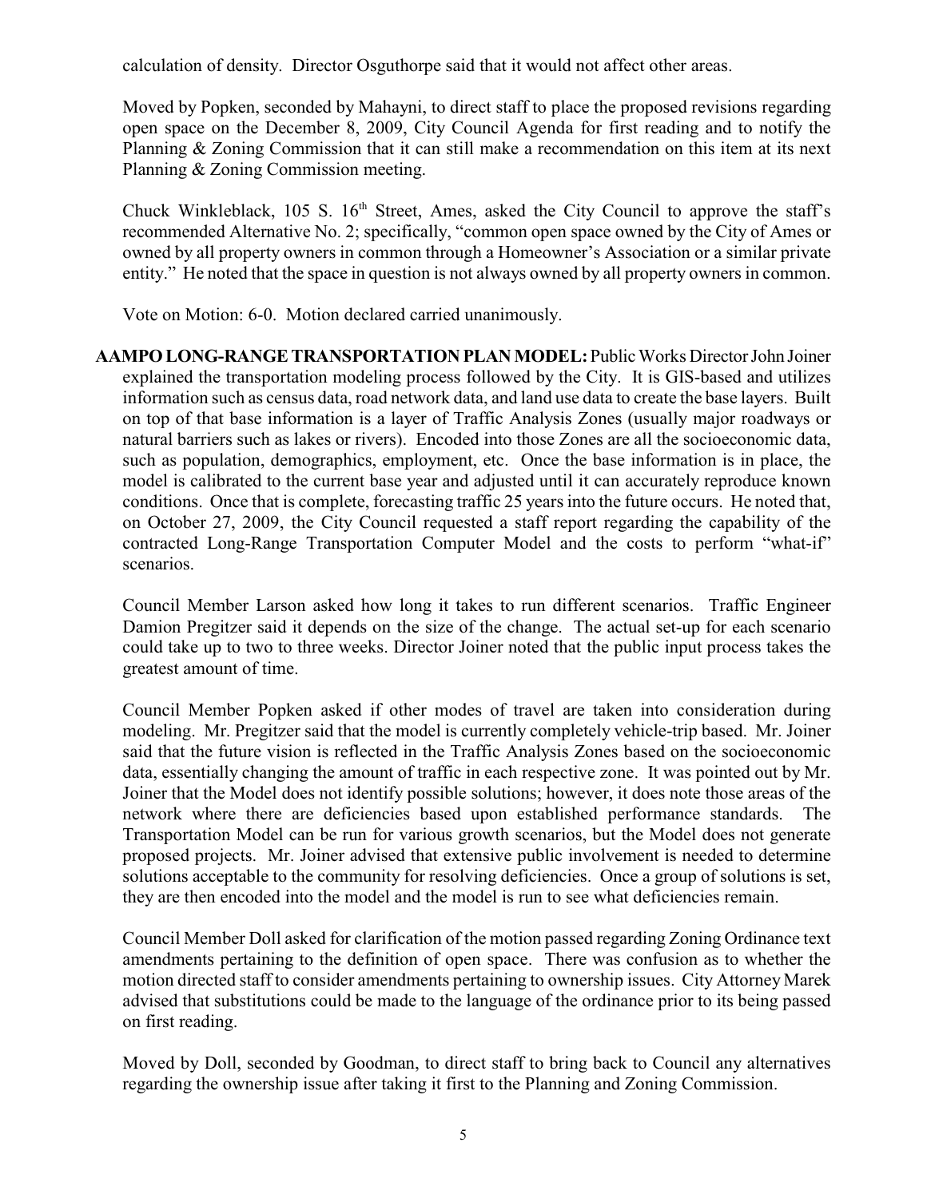calculation of density. Director Osguthorpe said that it would not affect other areas.

Moved by Popken, seconded by Mahayni, to direct staff to place the proposed revisions regarding open space on the December 8, 2009, City Council Agenda for first reading and to notify the Planning & Zoning Commission that it can still make a recommendation on this item at its next Planning & Zoning Commission meeting.

Chuck Winkleblack, 105 S. 16th Street, Ames, asked the City Council to approve the staff's recommended Alternative No. 2; specifically, "common open space owned by the City of Ames or owned by all property owners in common through a Homeowner's Association or a similar private entity." He noted that the space in question is not always owned by all property owners in common.

Vote on Motion: 6-0. Motion declared carried unanimously.

**AAMPO LONG-RANGE TRANSPORTATION PLAN MODEL:** Public Works Director John Joiner explained the transportation modeling process followed by the City. It is GIS-based and utilizes information such as census data, road network data, and land use data to create the base layers. Built on top of that base information is a layer of Traffic Analysis Zones (usually major roadways or natural barriers such as lakes or rivers). Encoded into those Zones are all the socioeconomic data, such as population, demographics, employment, etc. Once the base information is in place, the model is calibrated to the current base year and adjusted until it can accurately reproduce known conditions. Once that is complete, forecasting traffic 25 years into the future occurs. He noted that, on October 27, 2009, the City Council requested a staff report regarding the capability of the contracted Long-Range Transportation Computer Model and the costs to perform "what-if" scenarios.

Council Member Larson asked how long it takes to run different scenarios. Traffic Engineer Damion Pregitzer said it depends on the size of the change. The actual set-up for each scenario could take up to two to three weeks. Director Joiner noted that the public input process takes the greatest amount of time.

Council Member Popken asked if other modes of travel are taken into consideration during modeling. Mr. Pregitzer said that the model is currently completely vehicle-trip based. Mr. Joiner said that the future vision is reflected in the Traffic Analysis Zones based on the socioeconomic data, essentially changing the amount of traffic in each respective zone. It was pointed out by Mr. Joiner that the Model does not identify possible solutions; however, it does note those areas of the network where there are deficiencies based upon established performance standards. The Transportation Model can be run for various growth scenarios, but the Model does not generate proposed projects. Mr. Joiner advised that extensive public involvement is needed to determine solutions acceptable to the community for resolving deficiencies. Once a group of solutions is set, they are then encoded into the model and the model is run to see what deficiencies remain.

Council Member Doll asked for clarification of the motion passed regarding Zoning Ordinance text amendments pertaining to the definition of open space. There was confusion as to whether the motion directed staff to consider amendments pertaining to ownership issues. City Attorney Marek advised that substitutions could be made to the language of the ordinance prior to its being passed on first reading.

Moved by Doll, seconded by Goodman, to direct staff to bring back to Council any alternatives regarding the ownership issue after taking it first to the Planning and Zoning Commission.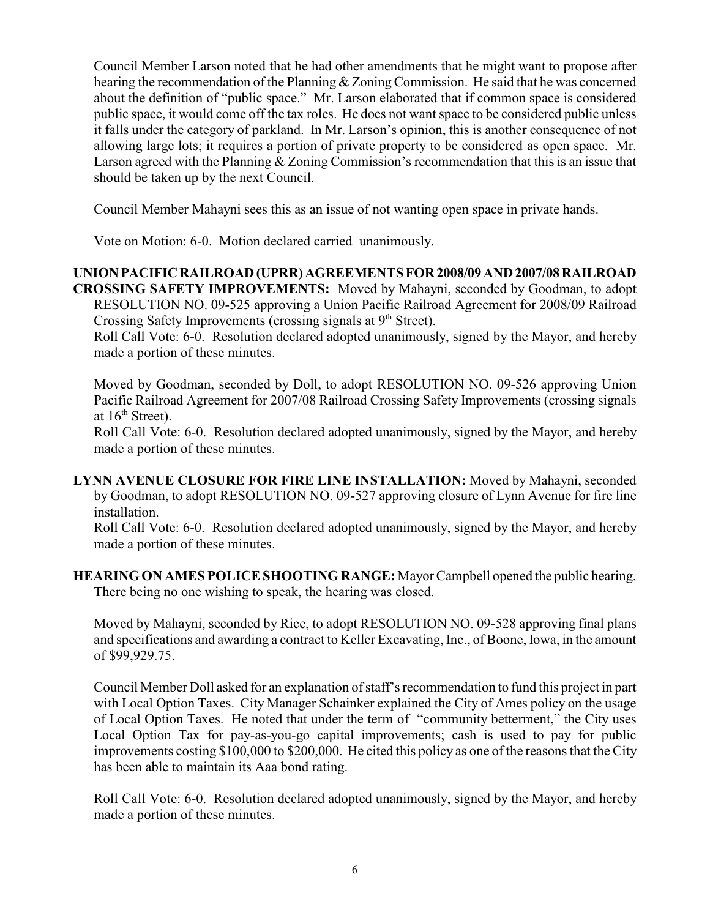Council Member Larson noted that he had other amendments that he might want to propose after hearing the recommendation of the Planning & Zoning Commission. He said that he was concerned about the definition of "public space." Mr. Larson elaborated that if common space is considered public space, it would come off the tax roles. He does not want space to be considered public unless it falls under the category of parkland. In Mr. Larson's opinion, this is another consequence of not allowing large lots; it requires a portion of private property to be considered as open space. Mr. Larson agreed with the Planning & Zoning Commission's recommendation that this is an issue that should be taken up by the next Council.

Council Member Mahayni sees this as an issue of not wanting open space in private hands.

Vote on Motion: 6-0. Motion declared carried unanimously.

**UNION PACIFIC RAILROAD (UPRR) AGREEMENTS FOR 2008/09 AND 2007/08 RAILROAD CROSSING SAFETY IMPROVEMENTS:** Moved by Mahayni, seconded by Goodman, to adopt RESOLUTION NO. 09-525 approving a Union Pacific Railroad Agreement for 2008/09 Railroad Crossing Safety Improvements (crossing signals at 9th Street).

Roll Call Vote: 6-0. Resolution declared adopted unanimously, signed by the Mayor, and hereby made a portion of these minutes.

Moved by Goodman, seconded by Doll, to adopt RESOLUTION NO. 09-526 approving Union Pacific Railroad Agreement for 2007/08 Railroad Crossing Safety Improvements (crossing signals at 16th Street).

Roll Call Vote: 6-0. Resolution declared adopted unanimously, signed by the Mayor, and hereby made a portion of these minutes.

**LYNN AVENUE CLOSURE FOR FIRE LINE INSTALLATION:** Moved by Mahayni, seconded by Goodman, to adopt RESOLUTION NO. 09-527 approving closure of Lynn Avenue for fire line installation.

Roll Call Vote: 6-0. Resolution declared adopted unanimously, signed by the Mayor, and hereby made a portion of these minutes.

**HEARING ON AMES POLICE SHOOTING RANGE:** Mayor Campbell opened the public hearing. There being no one wishing to speak, the hearing was closed.

Moved by Mahayni, seconded by Rice, to adopt RESOLUTION NO. 09-528 approving final plans and specifications and awarding a contract to Keller Excavating, Inc., of Boone, Iowa, in the amount of $99,929.75.

Council Member Doll asked for an explanation of staff's recommendation to fund this project in part with Local Option Taxes. City Manager Schainker explained the City of Ames policy on the usage of Local Option Taxes. He noted that under the term of "community betterment," the City uses Local Option Tax for pay-as-you-go capital improvements; cash is used to pay for public improvements costing $100,000 to $200,000. He cited this policy as one of the reasons that the City has been able to maintain its Aaa bond rating.

Roll Call Vote: 6-0. Resolution declared adopted unanimously, signed by the Mayor, and hereby made a portion of these minutes.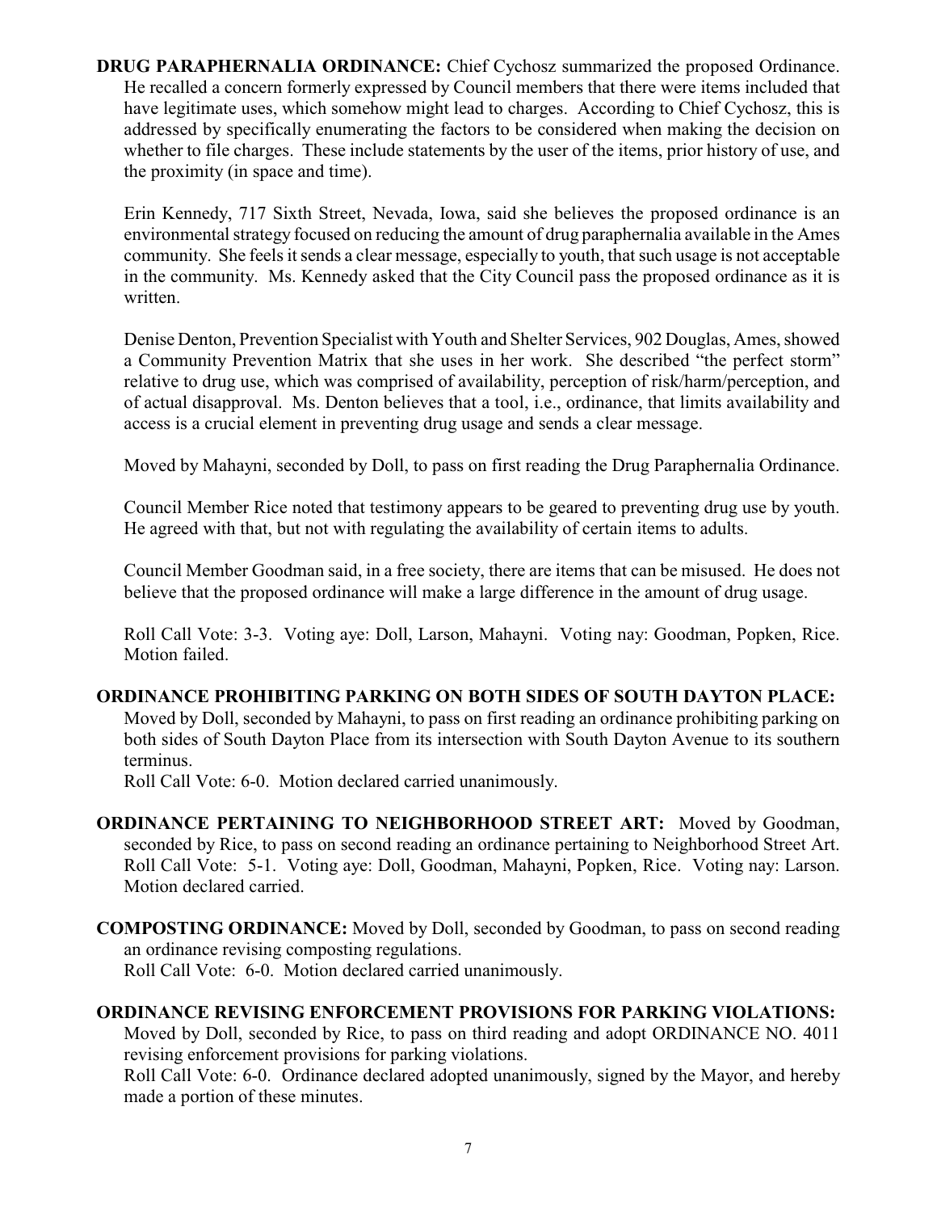**DRUG PARAPHERNALIA ORDINANCE:** Chief Cychosz summarized the proposed Ordinance. He recalled a concern formerly expressed by Council members that there were items included that have legitimate uses, which somehow might lead to charges. According to Chief Cychosz, this is addressed by specifically enumerating the factors to be considered when making the decision on whether to file charges. These include statements by the user of the items, prior history of use, and the proximity (in space and time).

Erin Kennedy, 717 Sixth Street, Nevada, Iowa, said she believes the proposed ordinance is an environmental strategy focused on reducing the amount of drug paraphernalia available in the Ames community. She feels it sends a clear message, especially to youth, that such usage is not acceptable in the community. Ms. Kennedy asked that the City Council pass the proposed ordinance as it is written.

Denise Denton, Prevention Specialist with Youth and Shelter Services, 902 Douglas, Ames, showed a Community Prevention Matrix that she uses in her work. She described "the perfect storm" relative to drug use, which was comprised of availability, perception of risk/harm/perception, and of actual disapproval. Ms. Denton believes that a tool, i.e., ordinance, that limits availability and access is a crucial element in preventing drug usage and sends a clear message.

Moved by Mahayni, seconded by Doll, to pass on first reading the Drug Paraphernalia Ordinance.

Council Member Rice noted that testimony appears to be geared to preventing drug use by youth. He agreed with that, but not with regulating the availability of certain items to adults.

Council Member Goodman said, in a free society, there are items that can be misused. He does not believe that the proposed ordinance will make a large difference in the amount of drug usage.

Roll Call Vote: 3-3. Voting aye: Doll, Larson, Mahayni. Voting nay: Goodman, Popken, Rice. Motion failed.

**ORDINANCE PROHIBITING PARKING ON BOTH SIDES OF SOUTH DAYTON PLACE:** Moved by Doll, seconded by Mahayni, to pass on first reading an ordinance prohibiting parking on both sides of South Dayton Place from its intersection with South Dayton Avenue to its southern terminus.
Roll Call Vote: 6-0. Motion declared carried unanimously.

**ORDINANCE PERTAINING TO NEIGHBORHOOD STREET ART:** Moved by Goodman, seconded by Rice, to pass on second reading an ordinance pertaining to Neighborhood Street Art.
Roll Call Vote: 5-1. Voting aye: Doll, Goodman, Mahayni, Popken, Rice. Voting nay: Larson. Motion declared carried.

**COMPOSTING ORDINANCE:** Moved by Doll, seconded by Goodman, to pass on second reading an ordinance revising composting regulations.
Roll Call Vote: 6-0. Motion declared carried unanimously.

**ORDINANCE REVISING ENFORCEMENT PROVISIONS FOR PARKING VIOLATIONS:** Moved by Doll, seconded by Rice, to pass on third reading and adopt ORDINANCE NO. 4011 revising enforcement provisions for parking violations.
Roll Call Vote: 6-0. Ordinance declared adopted unanimously, signed by the Mayor, and hereby made a portion of these minutes.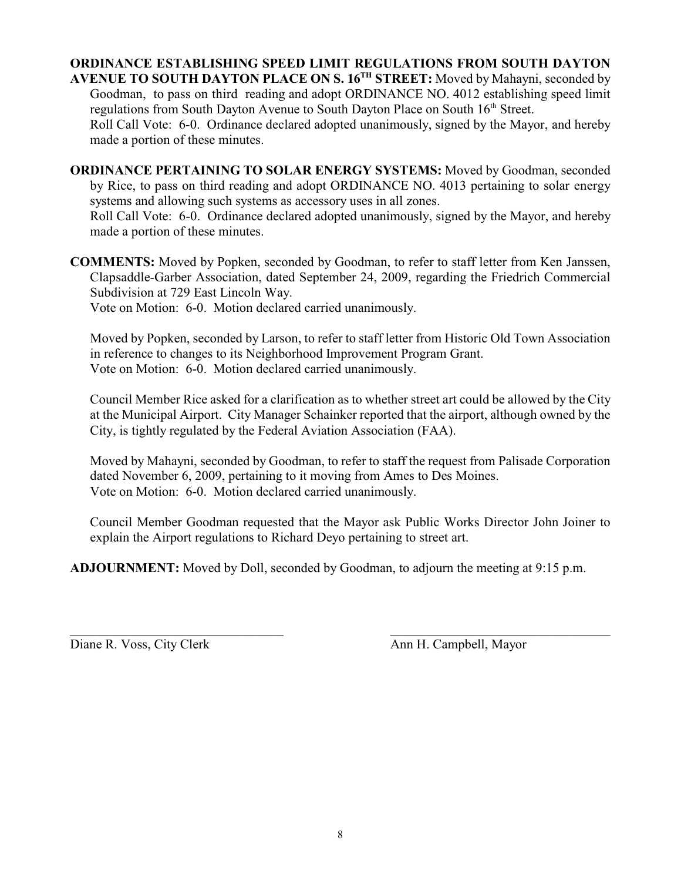**ORDINANCE ESTABLISHING SPEED LIMIT REGULATIONS FROM SOUTH DAYTON AVENUE TO SOUTH DAYTON PLACE ON S. 16TH STREET:** Moved by Mahayni, seconded by Goodman, to pass on third reading and adopt ORDINANCE NO. 4012 establishing speed limit regulations from South Dayton Avenue to South Dayton Place on South 16th Street.
Roll Call Vote: 6-0. Ordinance declared adopted unanimously, signed by the Mayor, and hereby made a portion of these minutes.

**ORDINANCE PERTAINING TO SOLAR ENERGY SYSTEMS:** Moved by Goodman, seconded by Rice, to pass on third reading and adopt ORDINANCE NO. 4013 pertaining to solar energy systems and allowing such systems as accessory uses in all zones.
Roll Call Vote: 6-0. Ordinance declared adopted unanimously, signed by the Mayor, and hereby made a portion of these minutes.

**COMMENTS:** Moved by Popken, seconded by Goodman, to refer to staff letter from Ken Janssen, Clapsaddle-Garber Association, dated September 24, 2009, regarding the Friedrich Commercial Subdivision at 729 East Lincoln Way.
Vote on Motion: 6-0. Motion declared carried unanimously.

Moved by Popken, seconded by Larson, to refer to staff letter from Historic Old Town Association in reference to changes to its Neighborhood Improvement Program Grant.
Vote on Motion: 6-0. Motion declared carried unanimously.

Council Member Rice asked for a clarification as to whether street art could be allowed by the City at the Municipal Airport. City Manager Schainker reported that the airport, although owned by the City, is tightly regulated by the Federal Aviation Association (FAA).

Moved by Mahayni, seconded by Goodman, to refer to staff the request from Palisade Corporation dated November 6, 2009, pertaining to it moving from Ames to Des Moines.
Vote on Motion: 6-0. Motion declared carried unanimously.

Council Member Goodman requested that the Mayor ask Public Works Director John Joiner to explain the Airport regulations to Richard Deyo pertaining to street art.

**ADJOURNMENT:** Moved by Doll, seconded by Goodman, to adjourn the meeting at 9:15 p.m.

\_\_\_\_\_\_\_\_\_\_\_\_\_\_\_\_\_\_\_\_\_\_\_\_\_\_\_\_\_\_\_\_\_\_
Diane R. Voss, City Clerk

\_\_\_\_\_\_\_\_\_\_\_\_\_\_\_\_\_\_\_\_\_\_\_\_\_\_\_\_\_\_\_\_\_\_
Ann H. Campbell, Mayor